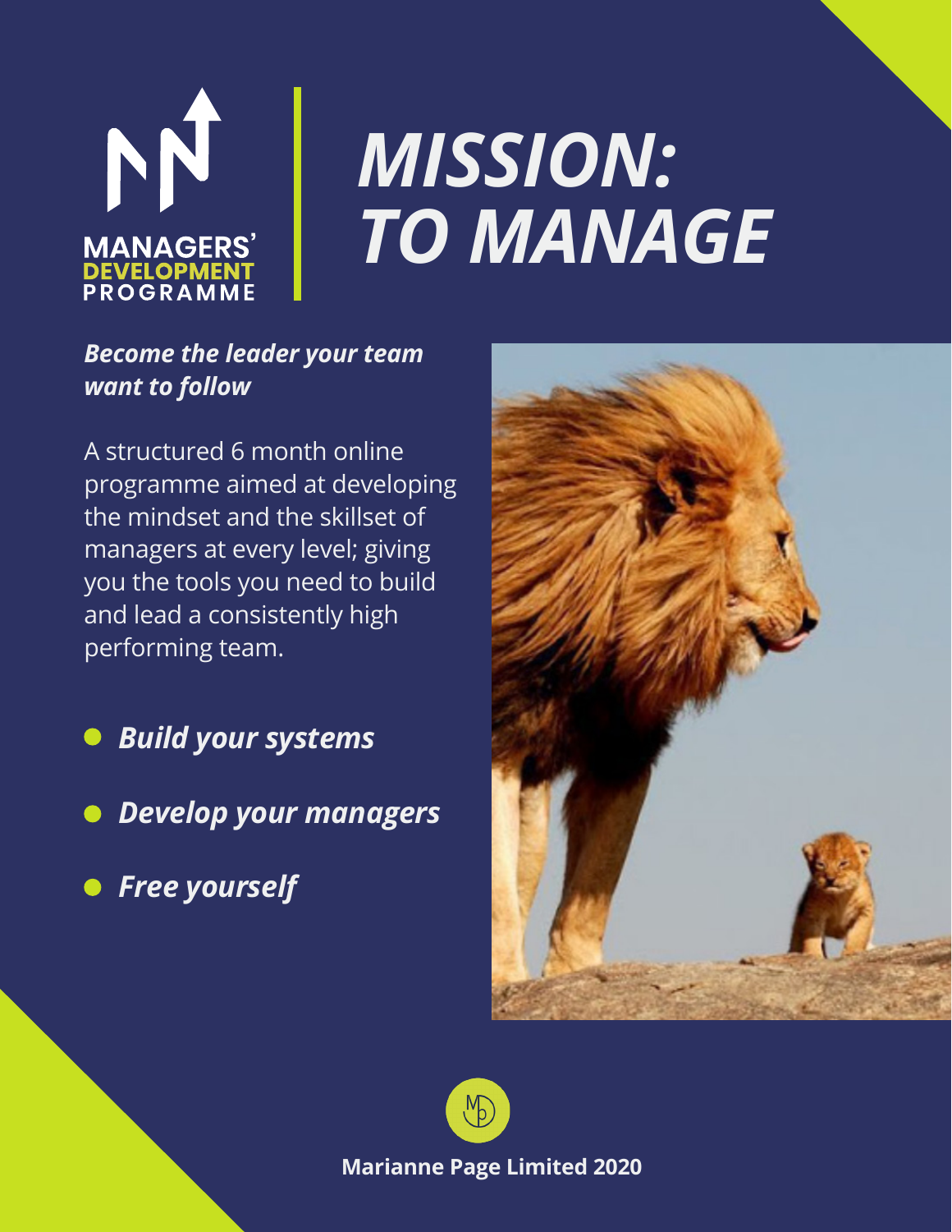MANAGERS' DEVELOPMENT PROGRAMME

# *MISSION: TO MANAGE*

***Become the leader your team want to follow***

A structured 6 month online programme aimed at developing the mindset and the skillset of managers at every level; giving you the tools you need to build and lead a consistently high performing team.

- ***Build your systems***
- ***Develop your managers***
- ***Free yourself***

**Marianne Page Limited 2020**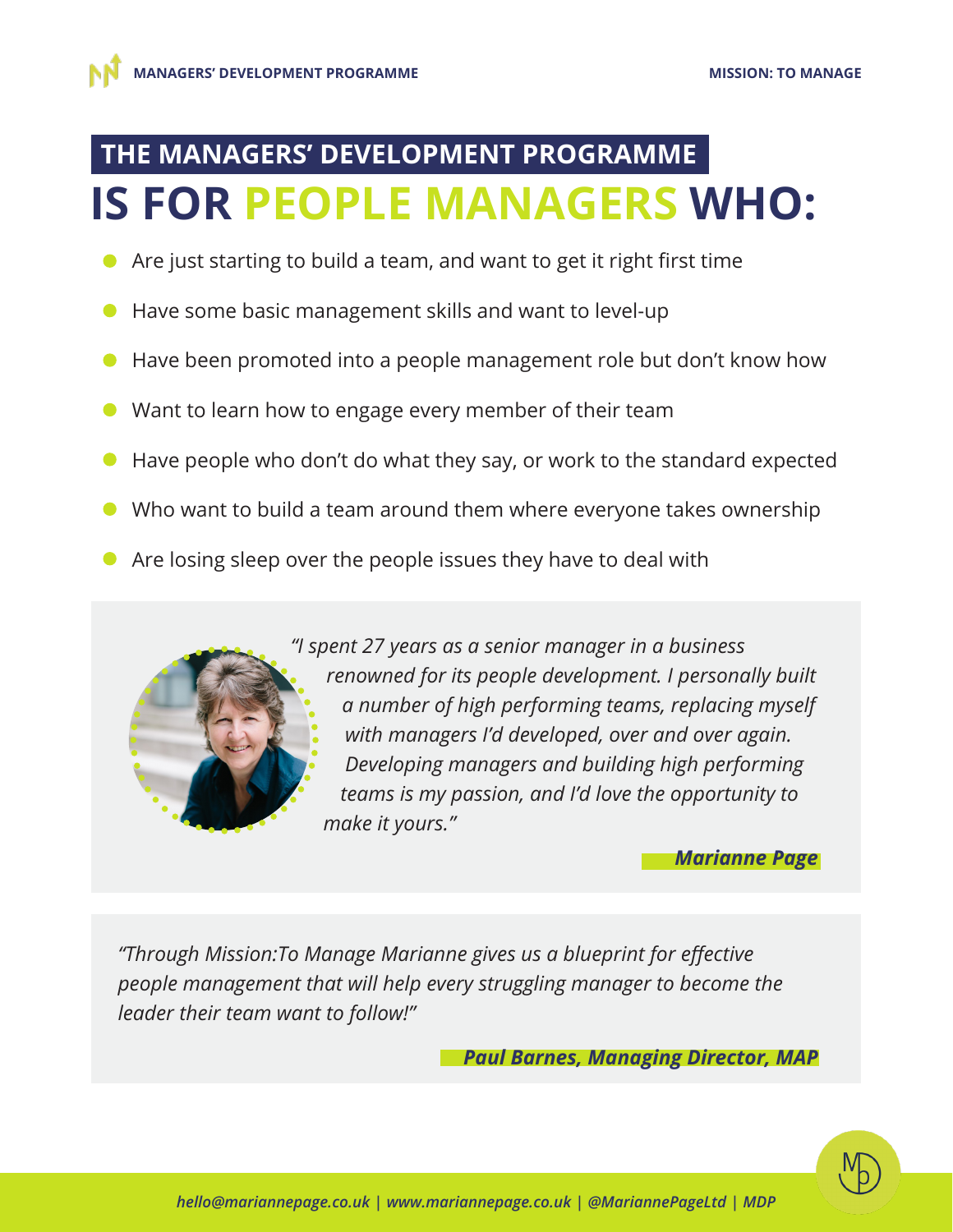# THE MANAGERS' DEVELOPMENT PROGRAMME IS FOR PEOPLE MANAGERS WHO:

- Are just starting to build a team, and want to get it right first time
- Have some basic management skills and want to level-up
- Have been promoted into a people management role but don't know how
- Want to learn how to engage every member of their team
- Have people who don't do what they say, or work to the standard expected
- Who want to build a team around them where everyone takes ownership
- Are losing sleep over the people issues they have to deal with

*"I spent 27 years as a senior manager in a business renowned for its people development. I personally built a number of high performing teams, replacing myself with managers I'd developed, over and over again. Developing managers and building high performing teams is my passion, and I'd love the opportunity to make it yours."*

***Marianne Page***

*"Through Mission:To Manage Marianne gives us a blueprint for effective people management that will help every struggling manager to become the leader their team want to follow!"*

***Paul Barnes, Managing Director, MAP***

*hello@mariannepage.co.uk | www.mariannepage.co.uk | @MariannePageLtd | MDP*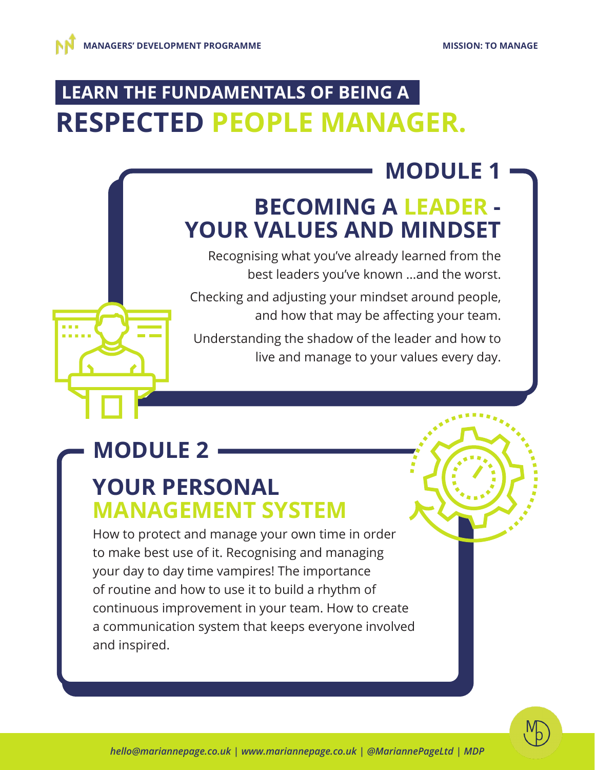# LEARN THE FUNDAMENTALS OF BEING A RESPECTED PEOPLE MANAGER.

## MODULE 1

### BECOMING A LEADER - YOUR VALUES AND MINDSET

Recognising what you've already learned from the best leaders you've known ...and the worst.

Checking and adjusting your mindset around people, and how that may be affecting your team.

Understanding the shadow of the leader and how to live and manage to your values every day.

## MODULE 2

### YOUR PERSONAL MANAGEMENT SYSTEM

How to protect and manage your own time in order to make best use of it. Recognising and managing your day to day time vampires! The importance of routine and how to use it to build a rhythm of continuous improvement in your team. How to create a communication system that keeps everyone involved and inspired.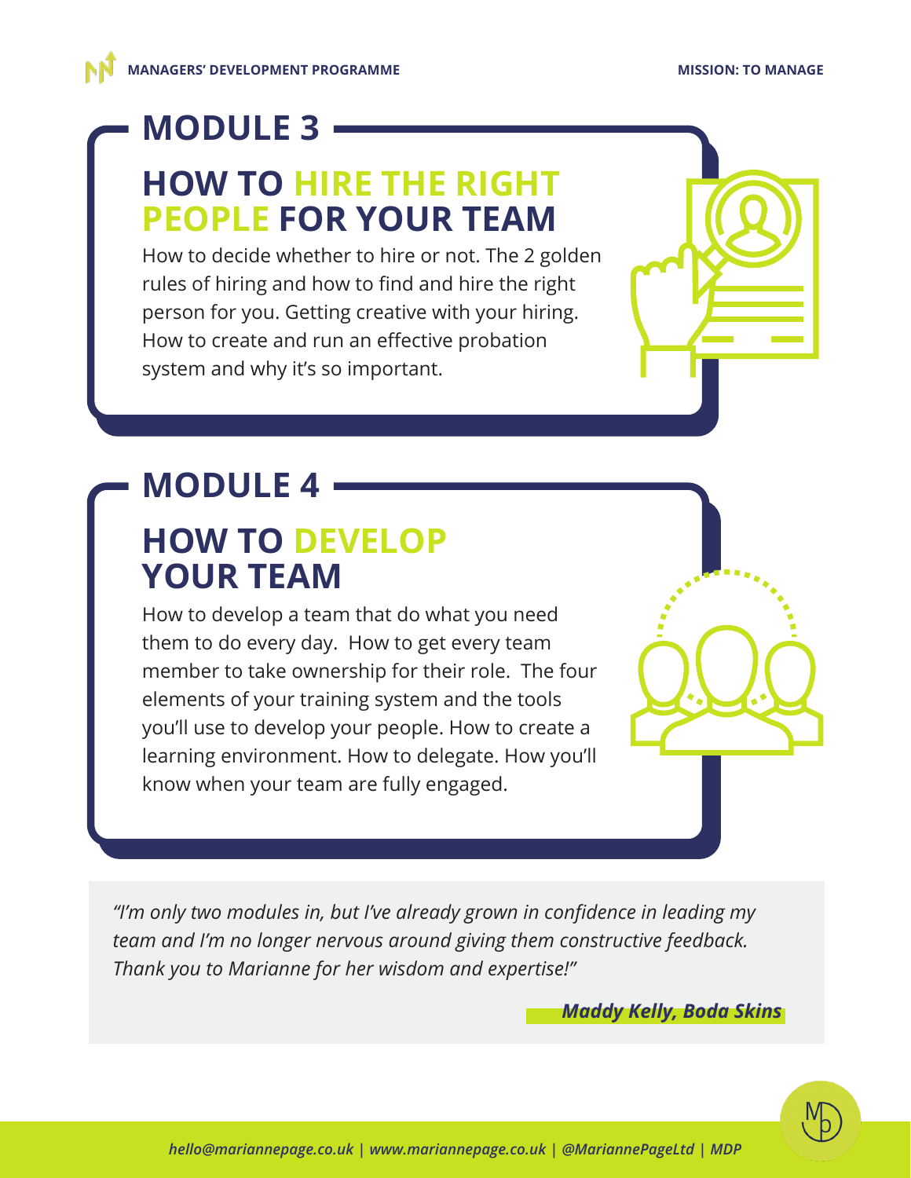## MODULE 3

### HOW TO HIRE THE RIGHT PEOPLE FOR YOUR TEAM

How to decide whether to hire or not. The 2 golden rules of hiring and how to find and hire the right person for you. Getting creative with your hiring. How to create and run an effective probation system and why it's so important.

## MODULE 4

### HOW TO DEVELOP YOUR TEAM

How to develop a team that do what you need them to do every day. How to get every team member to take ownership for their role. The four elements of your training system and the tools you'll use to develop your people. How to create a learning environment. How to delegate. How you'll know when your team are fully engaged.

*"I'm only two modules in, but I've already grown in confidence in leading my team and I'm no longer nervous around giving them constructive feedback. Thank you to Marianne for her wisdom and expertise!"*

***Maddy Kelly, Boda Skins***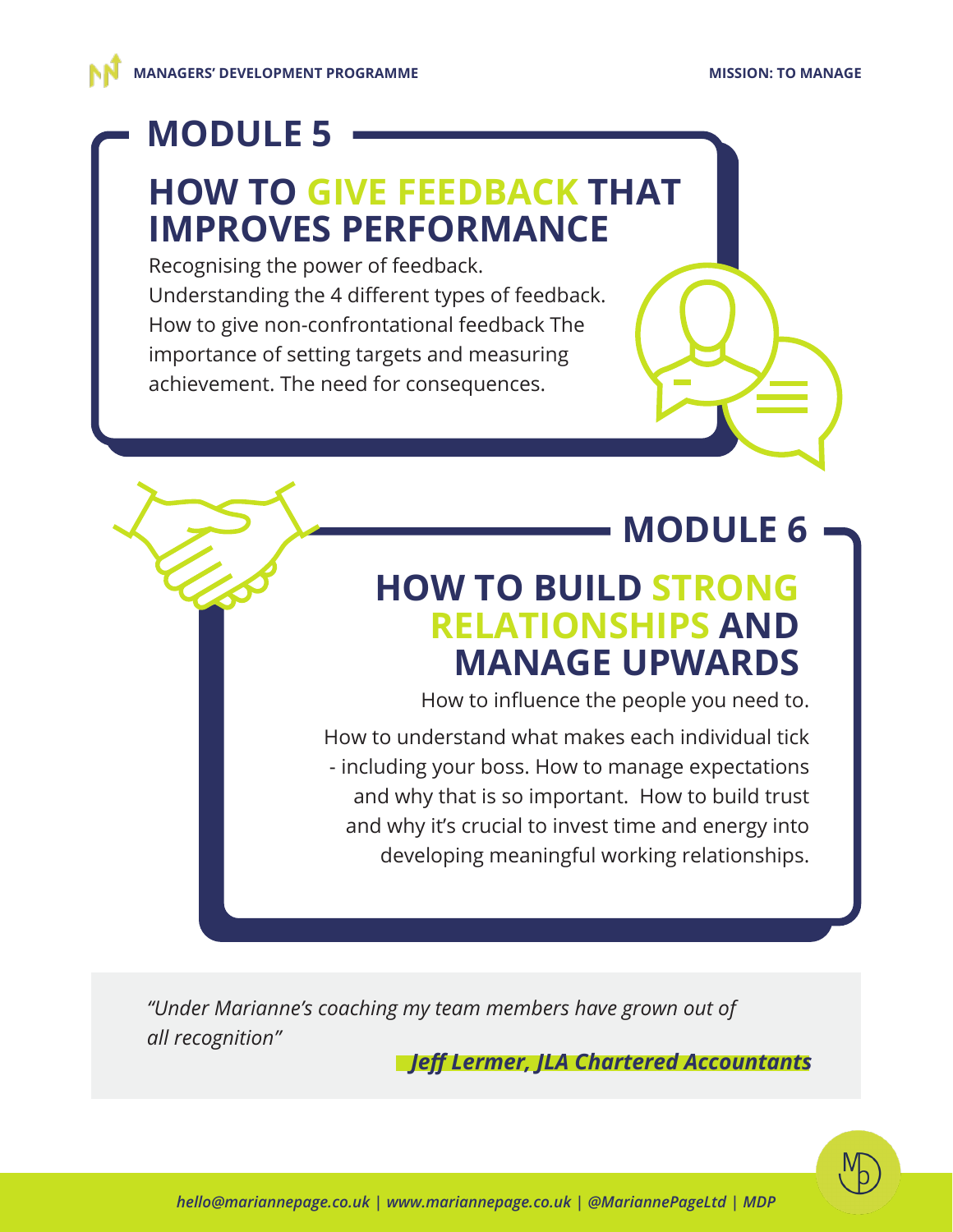## MODULE 5

# HOW TO GIVE FEEDBACK THAT IMPROVES PERFORMANCE

Recognising the power of feedback. Understanding the 4 different types of feedback. How to give non-confrontational feedback The importance of setting targets and measuring achievement. The need for consequences.

## MODULE 6

# HOW TO BUILD STRONG RELATIONSHIPS AND MANAGE UPWARDS

How to influence the people you need to.

How to understand what makes each individual tick - including your boss. How to manage expectations and why that is so important. How to build trust and why it's crucial to invest time and energy into developing meaningful working relationships.

*"Under Marianne's coaching my team members have grown out of all recognition"*

***Jeff Lermer, JLA Chartered Accountants***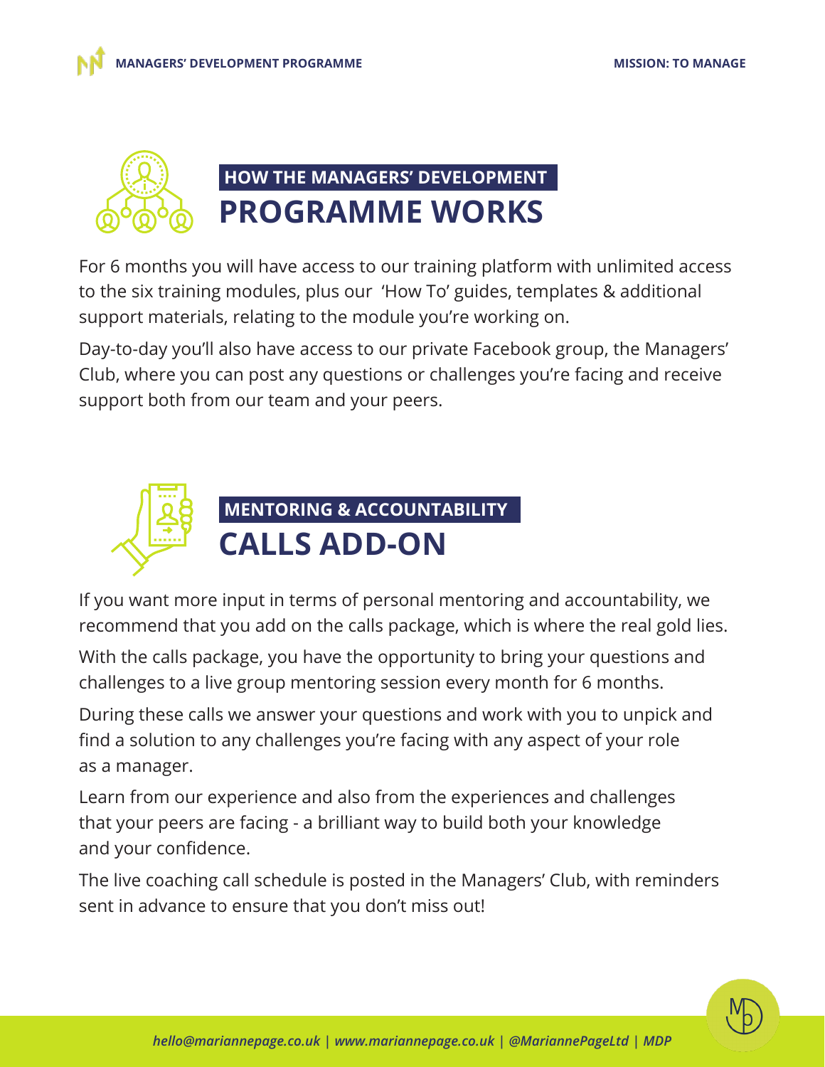## HOW THE MANAGERS' DEVELOPMENT PROGRAMME WORKS

For 6 months you will have access to our training platform with unlimited access to the six training modules, plus our 'How To' guides, templates & additional support materials, relating to the module you're working on.

Day-to-day you'll also have access to our private Facebook group, the Managers' Club, where you can post any questions or challenges you're facing and receive support both from our team and your peers.

## MENTORING & ACCOUNTABILITY CALLS ADD-ON

If you want more input in terms of personal mentoring and accountability, we recommend that you add on the calls package, which is where the real gold lies.

With the calls package, you have the opportunity to bring your questions and challenges to a live group mentoring session every month for 6 months.

During these calls we answer your questions and work with you to unpick and find a solution to any challenges you're facing with any aspect of your role as a manager.

Learn from our experience and also from the experiences and challenges that your peers are facing - a brilliant way to build both your knowledge and your confidence.

The live coaching call schedule is posted in the Managers' Club, with reminders sent in advance to ensure that you don't miss out!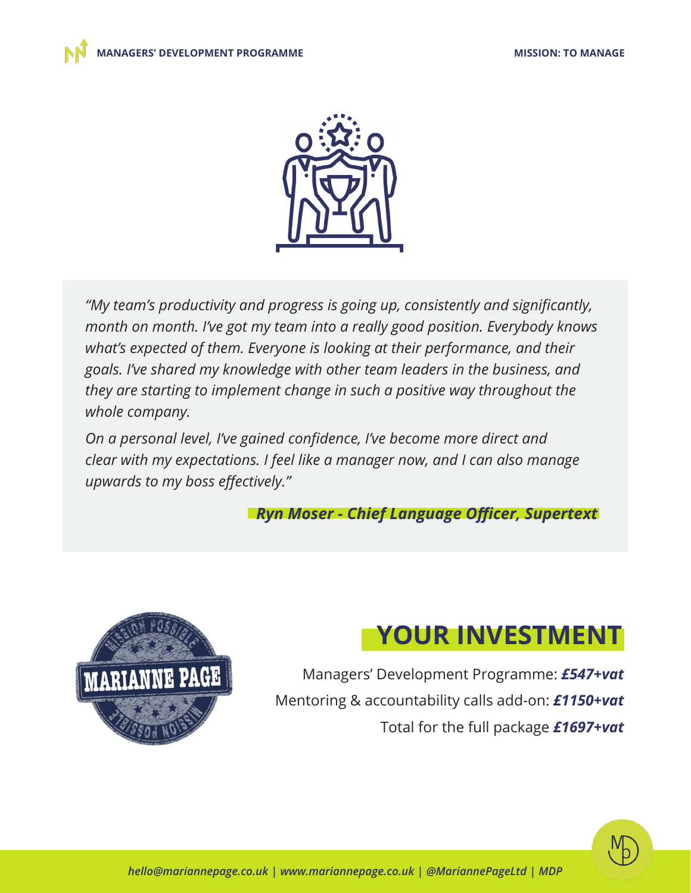*"My team's productivity and progress is going up, consistently and significantly, month on month. I've got my team into a really good position. Everybody knows what's expected of them. Everyone is looking at their performance, and their goals. I've shared my knowledge with other team leaders in the business, and they are starting to implement change in such a positive way throughout the whole company.*

*On a personal level, I've gained confidence, I've become more direct and clear with my expectations. I feel like a manager now, and I can also manage upwards to my boss effectively."*

***Ryn Moser - Chief Language Officer, Supertext***

## YOUR INVESTMENT

Managers' Development Programme: ***£547+vat***

Mentoring & accountability calls add-on: ***£1150+vat***

Total for the full package ***£1697+vat***

*hello@mariannepage.co.uk | www.mariannepage.co.uk | @MariannePageLtd | MDP*